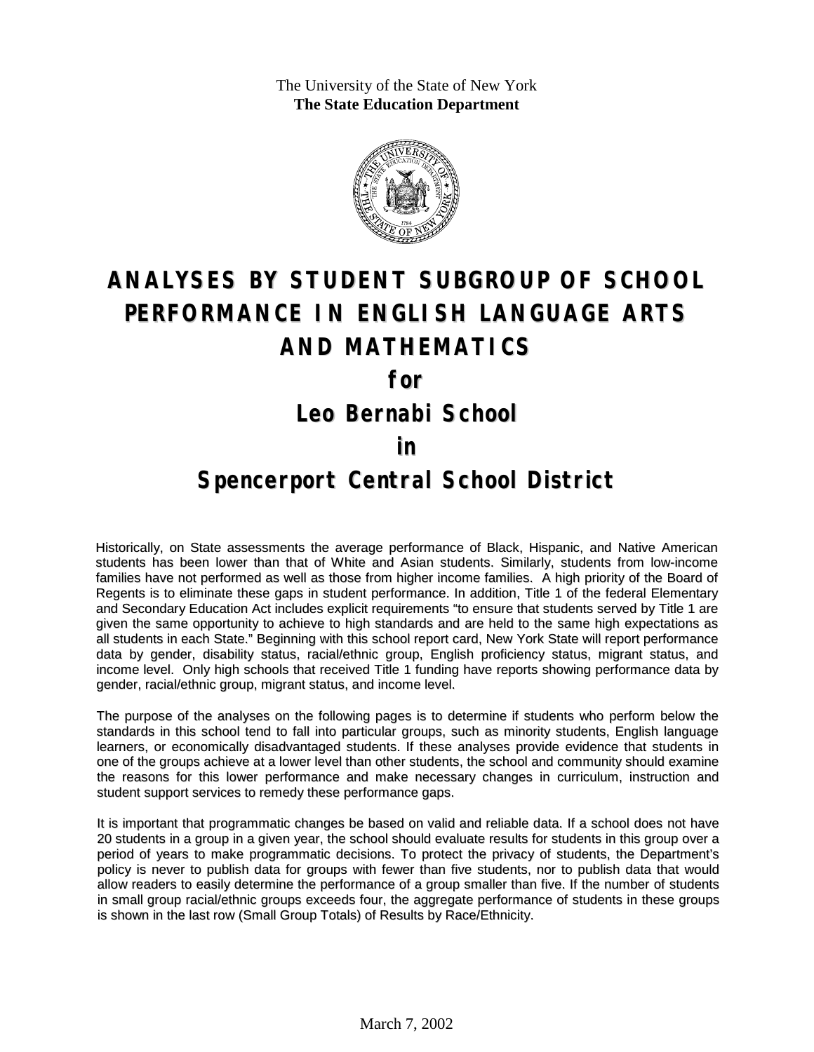The University of the State of New York
**The State Education Department**

# ANALYSES BY STUDENT SUBGROUP OF SCHOOL PERFORMANCE IN ENGLISH LANGUAGE ARTS AND MATHEMATICS

## for

## Leo Bernabi School

## in

## Spencerport Central School District

Historically, on State assessments the average performance of Black, Hispanic, and Native American students has been lower than that of White and Asian students. Similarly, students from low-income families have not performed as well as those from higher income families. A high priority of the Board of Regents is to eliminate these gaps in student performance. In addition, Title 1 of the federal Elementary and Secondary Education Act includes explicit requirements "to ensure that students served by Title 1 are given the same opportunity to achieve to high standards and are held to the same high expectations as all students in each State." Beginning with this school report card, New York State will report performance data by gender, disability status, racial/ethnic group, English proficiency status, migrant status, and income level. Only high schools that received Title 1 funding have reports showing performance data by gender, racial/ethnic group, migrant status, and income level.

The purpose of the analyses on the following pages is to determine if students who perform below the standards in this school tend to fall into particular groups, such as minority students, English language learners, or economically disadvantaged students. If these analyses provide evidence that students in one of the groups achieve at a lower level than other students, the school and community should examine the reasons for this lower performance and make necessary changes in curriculum, instruction and student support services to remedy these performance gaps.

It is important that programmatic changes be based on valid and reliable data. If a school does not have 20 students in a group in a given year, the school should evaluate results for students in this group over a period of years to make programmatic decisions. To protect the privacy of students, the Department's policy is never to publish data for groups with fewer than five students, nor to publish data that would allow readers to easily determine the performance of a group smaller than five. If the number of students in small group racial/ethnic groups exceeds four, the aggregate performance of students in these groups is shown in the last row (Small Group Totals) of Results by Race/Ethnicity.

March 7, 2002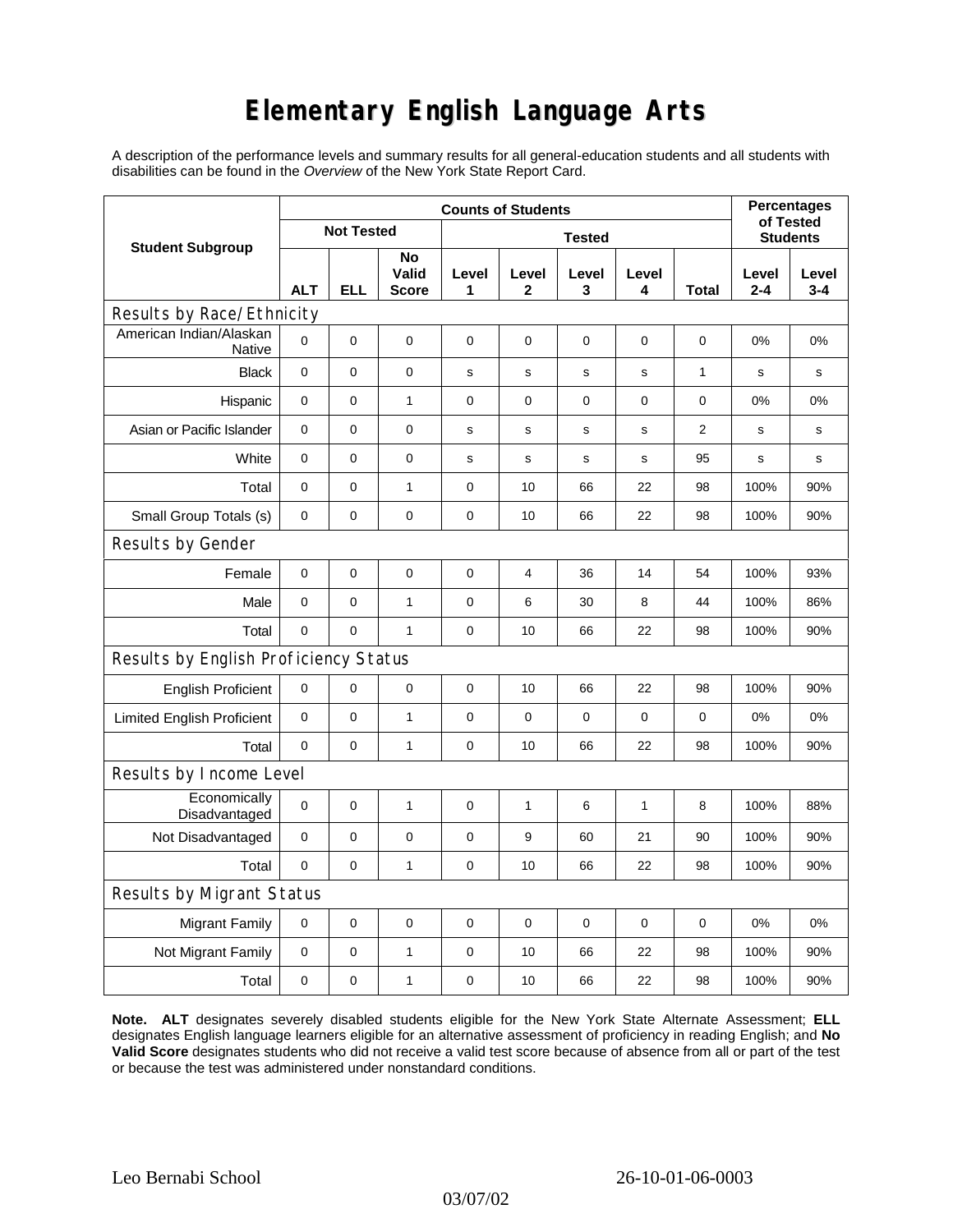# Elementary English Language Arts

A description of the performance levels and summary results for all general-education students and all students with disabilities can be found in the *Overview* of the New York State Report Card.

| Student Subgroup | Counts of Students | | | | | | | | Percentages of Tested Students | |
|---|---|---|---|---|---|---|---|---|---|---|
| | Not Tested | | | Tested | | | | | | |
| | ALT | ELL | No Valid Score | Level 1 | Level 2 | Level 3 | Level 4 | Total | Level 2-4 | Level 3-4 |
| **Results by Race/Ethnicity** | | | | | | | | | | |
| American Indian/Alaskan Native | 0 | 0 | 0 | 0 | 0 | 0 | 0 | 0 | 0% | 0% |
| Black | 0 | 0 | 0 | s | s | s | s | 1 | s | s |
| Hispanic | 0 | 0 | 1 | 0 | 0 | 0 | 0 | 0 | 0% | 0% |
| Asian or Pacific Islander | 0 | 0 | 0 | s | s | s | s | 2 | s | s |
| White | 0 | 0 | 0 | s | s | s | s | 95 | s | s |
| Total | 0 | 0 | 1 | 0 | 10 | 66 | 22 | 98 | 100% | 90% |
| Small Group Totals (s) | 0 | 0 | 0 | 0 | 10 | 66 | 22 | 98 | 100% | 90% |
| **Results by Gender** | | | | | | | | | | |
| Female | 0 | 0 | 0 | 0 | 4 | 36 | 14 | 54 | 100% | 93% |
| Male | 0 | 0 | 1 | 0 | 6 | 30 | 8 | 44 | 100% | 86% |
| Total | 0 | 0 | 1 | 0 | 10 | 66 | 22 | 98 | 100% | 90% |
| **Results by English Proficiency Status** | | | | | | | | | | |
| English Proficient | 0 | 0 | 0 | 0 | 10 | 66 | 22 | 98 | 100% | 90% |
| Limited English Proficient | 0 | 0 | 1 | 0 | 0 | 0 | 0 | 0 | 0% | 0% |
| Total | 0 | 0 | 1 | 0 | 10 | 66 | 22 | 98 | 100% | 90% |
| **Results by Income Level** | | | | | | | | | | |
| Economically Disadvantaged | 0 | 0 | 1 | 0 | 1 | 6 | 1 | 8 | 100% | 88% |
| Not Disadvantaged | 0 | 0 | 0 | 0 | 9 | 60 | 21 | 90 | 100% | 90% |
| Total | 0 | 0 | 1 | 0 | 10 | 66 | 22 | 98 | 100% | 90% |
| **Results by Migrant Status** | | | | | | | | | | |
| Migrant Family | 0 | 0 | 0 | 0 | 0 | 0 | 0 | 0 | 0% | 0% |
| Not Migrant Family | 0 | 0 | 1 | 0 | 10 | 66 | 22 | 98 | 100% | 90% |
| Total | 0 | 0 | 1 | 0 | 10 | 66 | 22 | 98 | 100% | 90% |

**Note.** **ALT** designates severely disabled students eligible for the New York State Alternate Assessment; **ELL** designates English language learners eligible for an alternative assessment of proficiency in reading English; and **No Valid Score** designates students who did not receive a valid test score because of absence from all or part of the test or because the test was administered under nonstandard conditions.

Leo Bernabi School 26-10-01-06-0003

03/07/02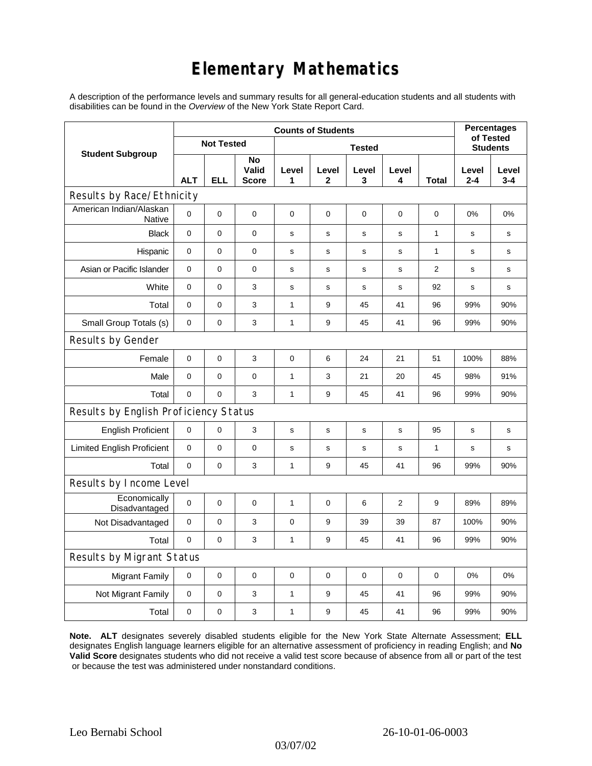# Elementary Mathematics

A description of the performance levels and summary results for all general-education students and all students with disabilities can be found in the *Overview* of the New York State Report Card.

| Student Subgroup | Counts of Students | | | | | | | | Percentages of Tested Students | |
|---|---|---|---|---|---|---|---|---|---|---|
| | Not Tested | | | Tested | | | | | | |
| | ALT | ELL | No Valid Score | Level 1 | Level 2 | Level 3 | Level 4 | Total | Level 2-4 | Level 3-4 |
| **Results by Race/Ethnicity** | | | | | | | | | | |
| American Indian/Alaskan Native | 0 | 0 | 0 | 0 | 0 | 0 | 0 | 0 | 0% | 0% |
| Black | 0 | 0 | 0 | s | s | s | s | 1 | s | s |
| Hispanic | 0 | 0 | 0 | s | s | s | s | 1 | s | s |
| Asian or Pacific Islander | 0 | 0 | 0 | s | s | s | s | 2 | s | s |
| White | 0 | 0 | 3 | s | s | s | s | 92 | s | s |
| Total | 0 | 0 | 3 | 1 | 9 | 45 | 41 | 96 | 99% | 90% |
| Small Group Totals (s) | 0 | 0 | 3 | 1 | 9 | 45 | 41 | 96 | 99% | 90% |
| **Results by Gender** | | | | | | | | | | |
| Female | 0 | 0 | 3 | 0 | 6 | 24 | 21 | 51 | 100% | 88% |
| Male | 0 | 0 | 0 | 1 | 3 | 21 | 20 | 45 | 98% | 91% |
| Total | 0 | 0 | 3 | 1 | 9 | 45 | 41 | 96 | 99% | 90% |
| **Results by English Proficiency Status** | | | | | | | | | | |
| English Proficient | 0 | 0 | 3 | s | s | s | s | 95 | s | s |
| Limited English Proficient | 0 | 0 | 0 | s | s | s | s | 1 | s | s |
| Total | 0 | 0 | 3 | 1 | 9 | 45 | 41 | 96 | 99% | 90% |
| **Results by Income Level** | | | | | | | | | | |
| Economically Disadvantaged | 0 | 0 | 0 | 1 | 0 | 6 | 2 | 9 | 89% | 89% |
| Not Disadvantaged | 0 | 0 | 3 | 0 | 9 | 39 | 39 | 87 | 100% | 90% |
| Total | 0 | 0 | 3 | 1 | 9 | 45 | 41 | 96 | 99% | 90% |
| **Results by Migrant Status** | | | | | | | | | | |
| Migrant Family | 0 | 0 | 0 | 0 | 0 | 0 | 0 | 0 | 0% | 0% |
| Not Migrant Family | 0 | 0 | 3 | 1 | 9 | 45 | 41 | 96 | 99% | 90% |
| Total | 0 | 0 | 3 | 1 | 9 | 45 | 41 | 96 | 99% | 90% |

**Note. ALT** designates severely disabled students eligible for the New York State Alternate Assessment; **ELL** designates English language learners eligible for an alternative assessment of proficiency in reading English; and **No Valid Score** designates students who did not receive a valid test score because of absence from all or part of the test or because the test was administered under nonstandard conditions.

Leo Bernabi School 26-10-01-06-0003

03/07/02